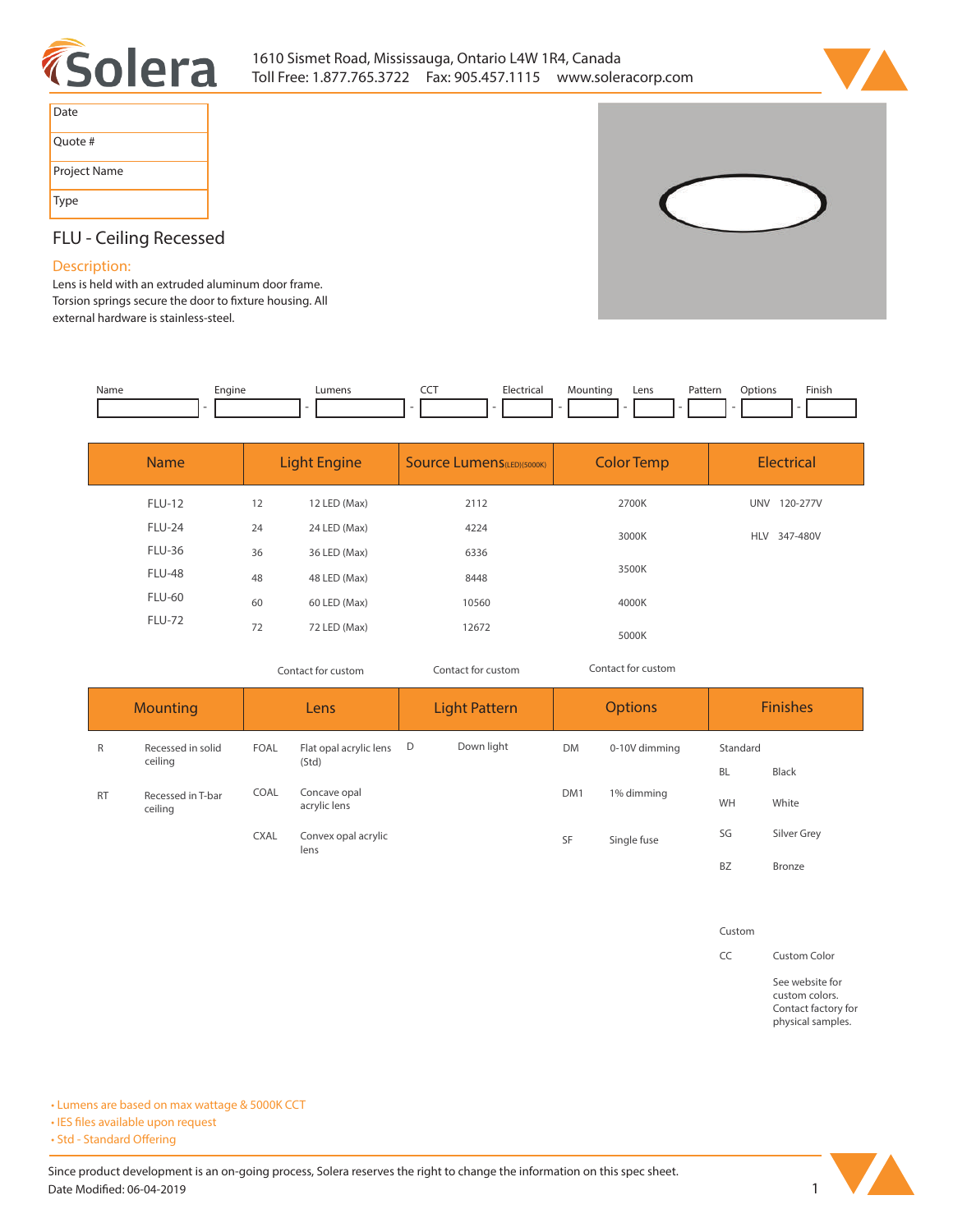# Solera

1610 Sismet Road, Mississauga, Ontario L4W 1R4, Canada
Toll Free: 1.877.765.3722  Fax: 905.457.1115  www.soleracorp.com

| Date | |
|---|---|
| Quote # | |
| Project Name | |
| Type | |

## FLU - Ceiling Recessed

### Description:

Lens is held with an extruded aluminum door frame. Torsion springs secure the door to fixture housing. All external hardware is stainless-steel.

| Name | Engine | Lumens | CCT | Electrical | Mounting | Lens | Pattern | Options | Finish |
|---|---|---|---|---|---|---|---|---|---|
| | - | - | - | - | - | - | - | - | - |

| Name | Light Engine | | Source Lumens(LED)(5000K) | Color Temp | Electrical |
|---|---|---|---|---|---|
| FLU-12 | 12 | 12 LED (Max) | 2112 | 2700K | UNV 120-277V |
| FLU-24 | 24 | 24 LED (Max) | 4224 | 3000K | HLV 347-480V |
| FLU-36 | 36 | 36 LED (Max) | 6336 | 3500K | |
| FLU-48 | 48 | 48 LED (Max) | 8448 | 4000K | |
| FLU-60 | 60 | 60 LED (Max) | 10560 | 5000K | |
| FLU-72 | 72 | 72 LED (Max) | 12672 | | |
| | Contact for custom | | Contact for custom | Contact for custom | |

| Mounting | | Lens | | Light Pattern | | Options | | Finishes | |
|---|---|---|---|---|---|---|---|---|---|
| R | Recessed in solid ceiling | FOAL | Flat opal acrylic lens (Std) | D | Down light | DM | 0-10V dimming | Standard | |
| RT | Recessed in T-bar ceiling | COAL | Concave opal acrylic lens | | | DM1 | 1% dimming | BL | Black |
| | | CXAL | Convex opal acrylic lens | | | SF | Single fuse | WH | White |
| | | | | | | | | SG | Silver Grey |
| | | | | | | | | BZ | Bronze |
| | | | | | | | | Custom | |
| | | | | | | | | CC | Custom Color |
| | | | | | | | | | See website for custom colors. Contact factory for physical samples. |

- Lumens are based on max wattage & 5000K CCT
- IES files available upon request
- Std - Standard Offering

Since product development is an on-going process, Solera reserves the right to change the information on this spec sheet.
Date Modified: 06-04-2019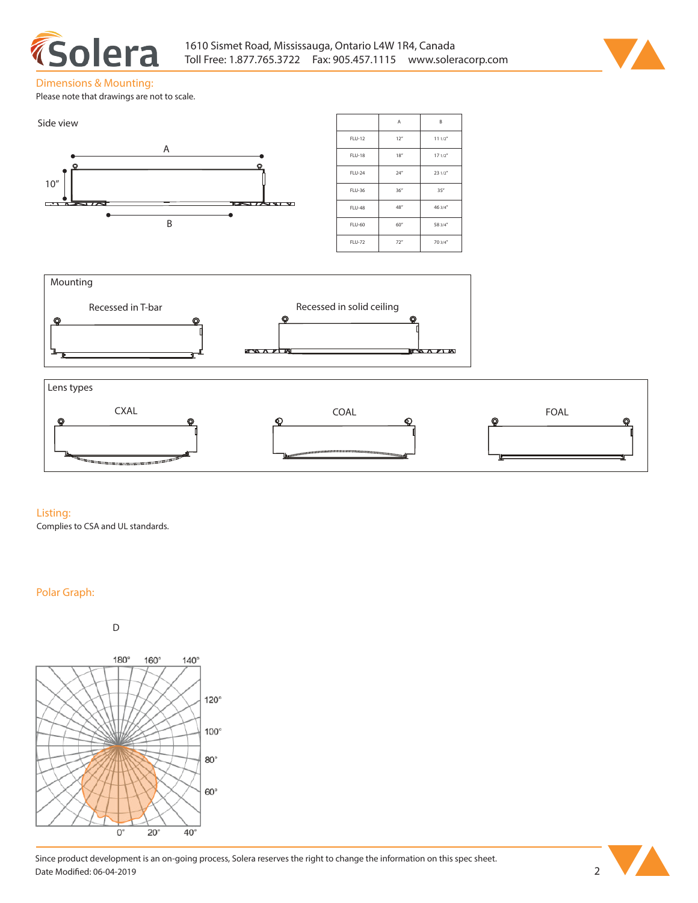## Dimensions & Mounting:

Please note that drawings are not to scale.

Side view

A

10”

B

| | A | B |
|---|---|---|
| FLU-12 | 12” | 11 1/2” |
| FLU-18 | 18” | 17 1/2” |
| FLU-24 | 24” | 23 1/2” |
| FLU-36 | 36” | 35” |
| FLU-48 | 48” | 46 3/4” |
| FLU-60 | 60” | 58 3/4” |
| FLU-72 | 72” | 70 3/4” |

Mounting

Recessed in T-bar

Recessed in solid ceiling

Lens types

CXAL

COAL

FOAL

## Listing:

Complies to CSA and UL standards.

## Polar Graph:

D

180° 160° 140°

120°

100°

80°

60°

0° 20° 40°

Since product development is an on-going process, Solera reserves the right to change the information on this spec sheet.
Date Modified: 06-04-2019